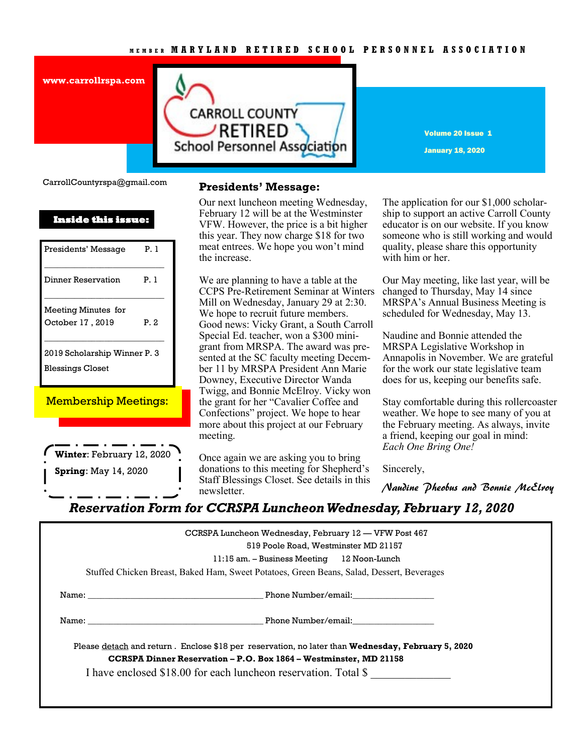MEMBER MARYLAND RETIRED SCHOOL PERSONNEL ASSOCIATION

www.carrollrspa.com

# CARROLL COUNTY RETIRED School Personnel Association

**Volume 20 Issue 1**

**January 18, 2020**

CarrollCountyrspa@gmail.com

**Inside this issue:**

| | |
|---|---|
| Presidents' Message | P. 1 |
| Dinner Reservation | P. 1 |
| Meeting Minutes for October 17 , 2019 | P. 2 |
| 2019 Scholarship Winner | P. 3 |
| Blessings Closet | |

## Membership Meetings:

**Winter**: February 12, 2020

**Spring**: May 14, 2020

## Presidents' Message:

Our next luncheon meeting Wednesday, February 12 will be at the Westminster VFW. However, the price is a bit higher this year. They now charge $18 for two meat entrees. We hope you won't mind the increase.

We are planning to have a table at the CCPS Pre-Retirement Seminar at Winters Mill on Wednesday, January 29 at 2:30. We hope to recruit future members. Good news: Vicky Grant, a South Carroll Special Ed. teacher, won a $300 mini-grant from MRSPA. The award was presented at the SC faculty meeting December 11 by MRSPA President Ann Marie Downey, Executive Director Wanda Twigg, and Bonnie McElroy. Vicky won the grant for her "Cavalier Coffee and Confections" project. We hope to hear more about this project at our February meeting.

Once again we are asking you to bring donations to this meeting for Shepherd's Staff Blessings Closet. See details in this newsletter.

The application for our $1,000 scholarship to support an active Carroll County educator is on our website. If you know someone who is still working and would quality, please share this opportunity with him or her.

Our May meeting, like last year, will be changed to Thursday, May 14 since MRSPA's Annual Business Meeting is scheduled for Wednesday, May 13.

Naudine and Bonnie attended the MRSPA Legislative Workshop in Annapolis in November. We are grateful for the work our state legislative team does for us, keeping our benefits safe.

Stay comfortable during this rollercoaster weather. We hope to see many of you at the February meeting. As always, invite a friend, keeping our goal in mind: *Each One Bring One!*

Sincerely,

*Naudine Pheobus and Bonnie McElroy*

## *Reservation Form for CCRSPA Luncheon Wednesday, February 12, 2020*

CCRSPA Luncheon Wednesday, February 12 — VFW Post 467
519 Poole Road, Westminster MD 21157
11:15 am. – Business Meeting 12 Noon-Lunch
Stuffed Chicken Breast, Baked Ham, Sweet Potatoes, Green Beans, Salad, Dessert, Beverages

Name: ______________________________ Phone Number/email:_______________

Name: ______________________________ Phone Number/email:_______________

Please detach and return . Enclose $18 per reservation, no later than **Wednesday, February 5, 2020**
**CCRSPA Dinner Reservation – P.O. Box 1864 – Westminster, MD 21158**

I have enclosed $18.00 for each luncheon reservation. Total $ ____________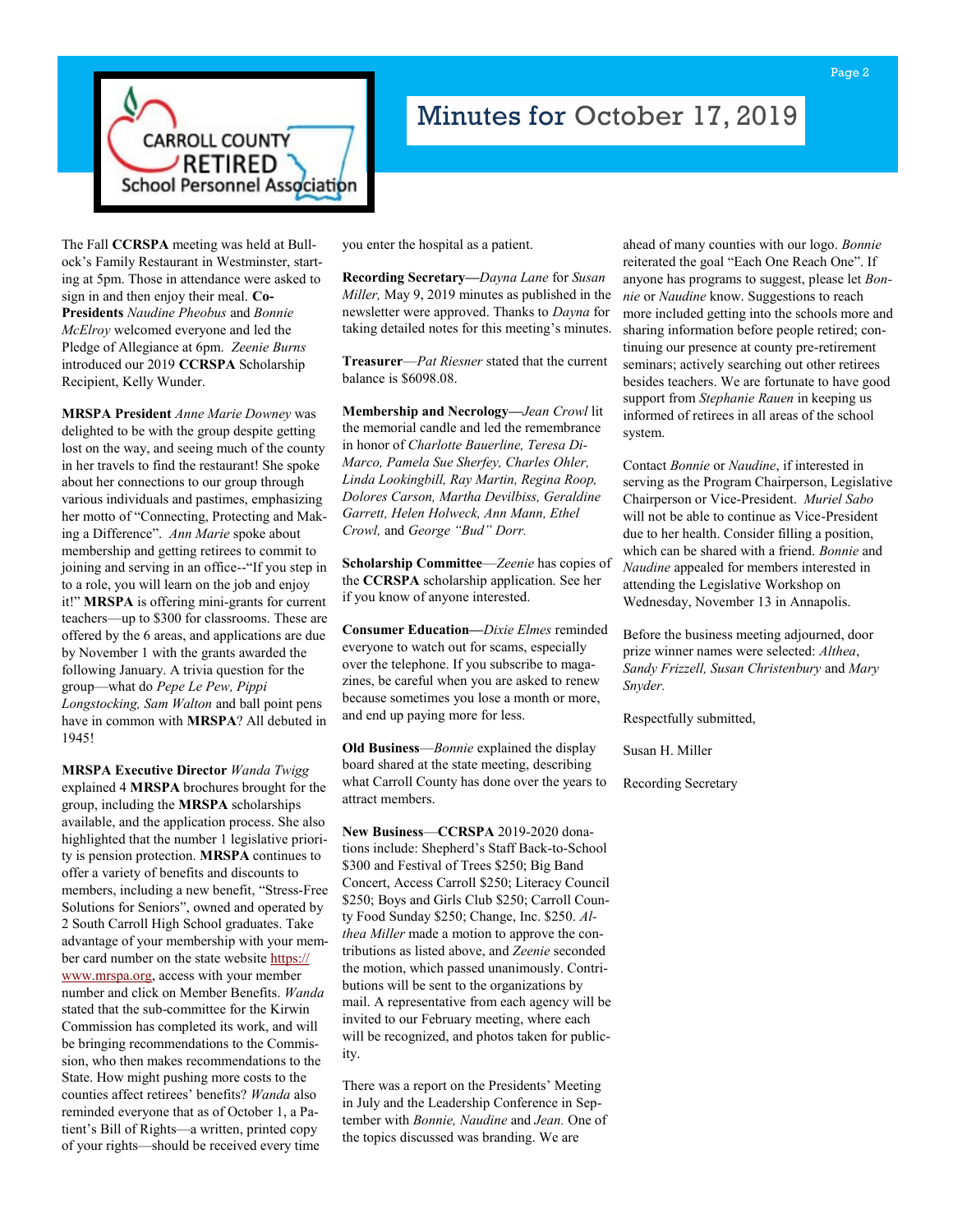# Minutes for October 17, 2019

The Fall **CCRSPA** meeting was held at Bullock's Family Restaurant in Westminster, starting at 5pm. Those in attendance were asked to sign in and then enjoy their meal. **Co-Presidents** *Naudine Pheobus* and *Bonnie McElroy* welcomed everyone and led the Pledge of Allegiance at 6pm. *Zeenie Burns* introduced our 2019 **CCRSPA** Scholarship Recipient, Kelly Wunder.

**MRSPA President** *Anne Marie Downey* was delighted to be with the group despite getting lost on the way, and seeing much of the county in her travels to find the restaurant! She spoke about her connections to our group through various individuals and pastimes, emphasizing her motto of "Connecting, Protecting and Making a Difference". *Ann Marie* spoke about membership and getting retirees to commit to joining and serving in an office--"If you step in to a role, you will learn on the job and enjoy it!" **MRSPA** is offering mini-grants for current teachers—up to $300 for classrooms. These are offered by the 6 areas, and applications are due by November 1 with the grants awarded the following January. A trivia question for the group—what do *Pepe Le Pew, Pippi Longstocking, Sam Walton* and ball point pens have in common with **MRSPA**? All debuted in 1945!

**MRSPA Executive Director** *Wanda Twigg* explained 4 **MRSPA** brochures brought for the group, including the **MRSPA** scholarships available, and the application process. She also highlighted that the number 1 legislative priority is pension protection. **MRSPA** continues to offer a variety of benefits and discounts to members, including a new benefit, "Stress-Free Solutions for Seniors", owned and operated by 2 South Carroll High School graduates. Take advantage of your membership with your member card number on the state website https://www.mrspa.org, access with your member number and click on Member Benefits. *Wanda* stated that the sub-committee for the Kirwin Commission has completed its work, and will be bringing recommendations to the Commission, who then makes recommendations to the State. How might pushing more costs to the counties affect retirees' benefits? *Wanda* also reminded everyone that as of October 1, a Patient's Bill of Rights—a written, printed copy of your rights—should be received every time you enter the hospital as a patient.

**Recording Secretary—***Dayna Lane* for *Susan Miller,* May 9, 2019 minutes as published in the newsletter were approved. Thanks to *Dayna* for taking detailed notes for this meeting's minutes.

**Treasurer**—*Pat Riesner* stated that the current balance is $6098.08.

**Membership and Necrology—***Jean Crowl* lit the memorial candle and led the remembrance in honor of *Charlotte Bauerline, Teresa DiMarco, Pamela Sue Sherfey, Charles Ohler, Linda Lookingbill, Ray Martin, Regina Roop, Dolores Carson, Martha Devilbiss, Geraldine Garrett, Helen Holweck, Ann Mann, Ethel Crowl,* and *George "Bud" Dorr.*

**Scholarship Committee**—*Zeenie* has copies of the **CCRSPA** scholarship application. See her if you know of anyone interested.

**Consumer Education—***Dixie Elmes* reminded everyone to watch out for scams, especially over the telephone. If you subscribe to magazines, be careful when you are asked to renew because sometimes you lose a month or more, and end up paying more for less.

**Old Business**—*Bonnie* explained the display board shared at the state meeting, describing what Carroll County has done over the years to attract members.

**New Business**—**CCRSPA** 2019-2020 donations include: Shepherd's Staff Back-to-School $300 and Festival of Trees $250; Big Band Concert, Access Carroll $250; Literacy Council $250; Boys and Girls Club $250; Carroll County Food Sunday $250; Change, Inc. $250. *Althea Miller* made a motion to approve the contributions as listed above, and *Zeenie* seconded the motion, which passed unanimously. Contributions will be sent to the organizations by mail. A representative from each agency will be invited to our February meeting, where each will be recognized, and photos taken for publicity.

There was a report on the Presidents' Meeting in July and the Leadership Conference in September with *Bonnie, Naudine* and *Jean.* One of the topics discussed was branding. We are ahead of many counties with our logo. *Bonnie* reiterated the goal "Each One Reach One". If anyone has programs to suggest, please let *Bonnie* or *Naudine* know. Suggestions to reach more included getting into the schools more and sharing information before people retired; continuing our presence at county pre-retirement seminars; actively searching out other retirees besides teachers. We are fortunate to have good support from *Stephanie Rauen* in keeping us informed of retirees in all areas of the school system.

Contact *Bonnie* or *Naudine*, if interested in serving as the Program Chairperson, Legislative Chairperson or Vice-President. *Muriel Sabo* will not be able to continue as Vice-President due to her health. Consider filling a position, which can be shared with a friend. *Bonnie* and *Naudine* appealed for members interested in attending the Legislative Workshop on Wednesday, November 13 in Annapolis.

Before the business meeting adjourned, door prize winner names were selected: *Althea*, *Sandy Frizzell, Susan Christenbury* and *Mary Snyder.*

Respectfully submitted,

Susan H. Miller

Recording Secretary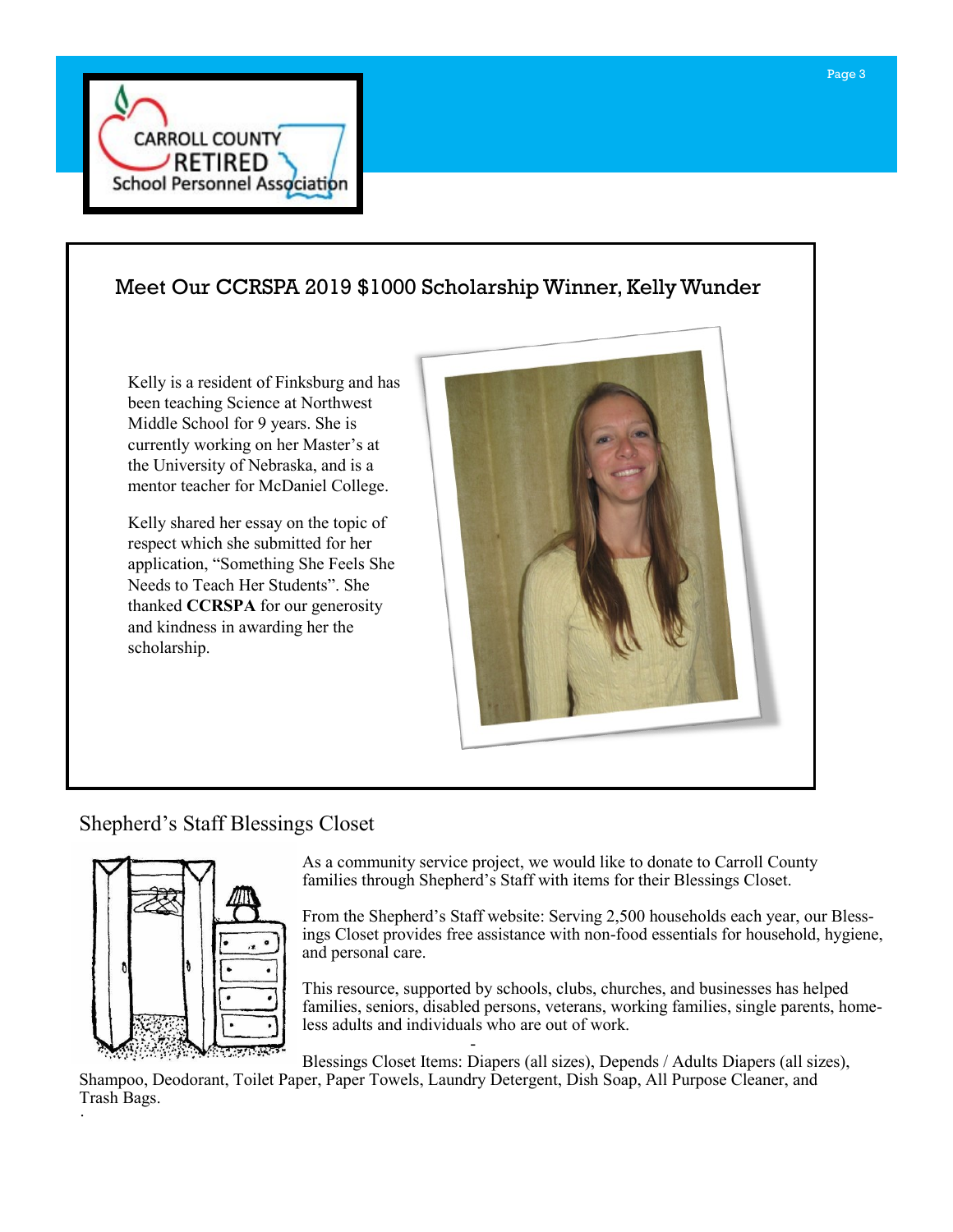# Meet Our CCRSPA 2019 $1000 Scholarship Winner, Kelly Wunder

Kelly is a resident of Finksburg and has been teaching Science at Northwest Middle School for 9 years. She is currently working on her Master's at the University of Nebraska, and is a mentor teacher for McDaniel College.

Kelly shared her essay on the topic of respect which she submitted for her application, "Something She Feels She Needs to Teach Her Students". She thanked **CCRSPA** for our generosity and kindness in awarding her the scholarship.

## Shepherd's Staff Blessings Closet

As a community service project, we would like to donate to Carroll County families through Shepherd's Staff with items for their Blessings Closet.

From the Shepherd's Staff website: Serving 2,500 households each year, our Blessings Closet provides free assistance with non-food essentials for household, hygiene, and personal care.

This resource, supported by schools, clubs, churches, and businesses has helped families, seniors, disabled persons, veterans, working families, single parents, homeless adults and individuals who are out of work.

Blessings Closet Items: Diapers (all sizes), Depends / Adults Diapers (all sizes), Shampoo, Deodorant, Toilet Paper, Paper Towels, Laundry Detergent, Dish Soap, All Purpose Cleaner, and Trash Bags.